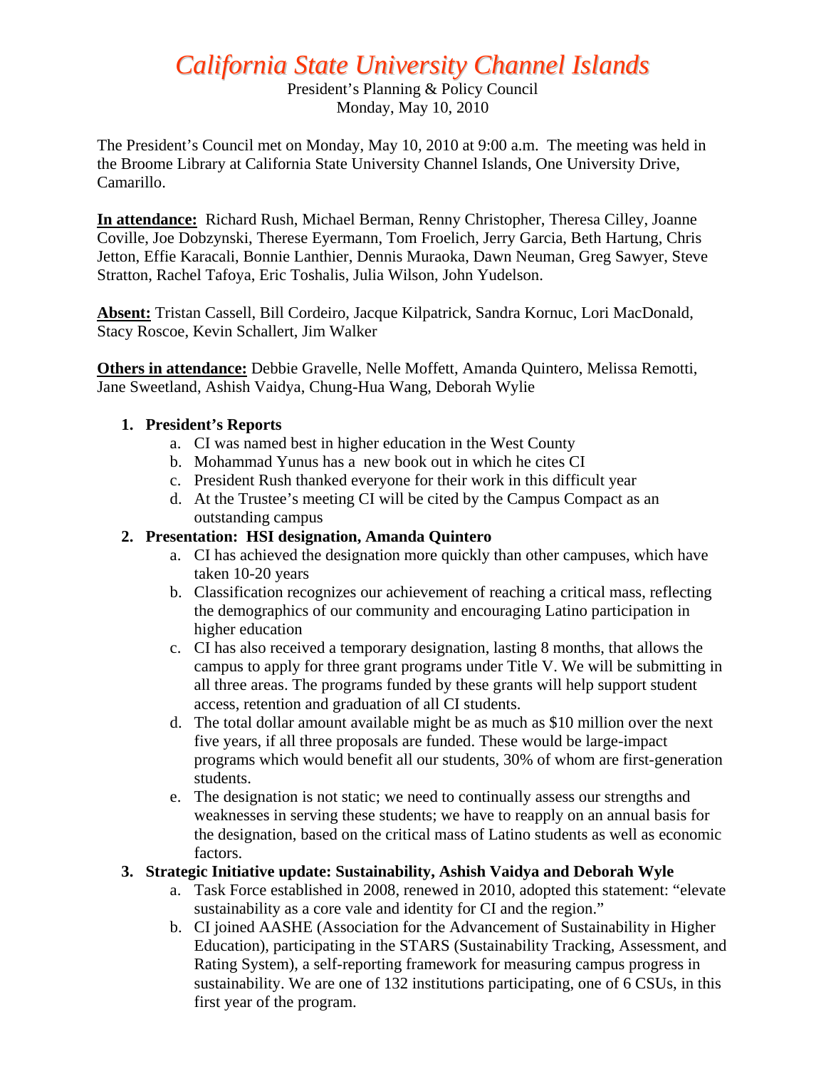# *California State University Channel Islands*

President's Planning & Policy Council
Monday, May 10, 2010

The President's Council met on Monday, May 10, 2010 at 9:00 a.m. The meeting was held in the Broome Library at California State University Channel Islands, One University Drive, Camarillo.

**In attendance:** Richard Rush, Michael Berman, Renny Christopher, Theresa Cilley, Joanne Coville, Joe Dobzynski, Therese Eyermann, Tom Froelich, Jerry Garcia, Beth Hartung, Chris Jetton, Effie Karacali, Bonnie Lanthier, Dennis Muraoka, Dawn Neuman, Greg Sawyer, Steve Stratton, Rachel Tafoya, Eric Toshalis, Julia Wilson, John Yudelson.

**Absent:** Tristan Cassell, Bill Cordeiro, Jacque Kilpatrick, Sandra Kornuc, Lori MacDonald, Stacy Roscoe, Kevin Schallert, Jim Walker

**Others in attendance:** Debbie Gravelle, Nelle Moffett, Amanda Quintero, Melissa Remotti, Jane Sweetland, Ashish Vaidya, Chung-Hua Wang, Deborah Wylie

1. **President's Reports**
   a. CI was named best in higher education in the West County
   b. Mohammad Yunus has a new book out in which he cites CI
   c. President Rush thanked everyone for their work in this difficult year
   d. At the Trustee's meeting CI will be cited by the Campus Compact as an outstanding campus
2. **Presentation: HSI designation, Amanda Quintero**
   a. CI has achieved the designation more quickly than other campuses, which have taken 10-20 years
   b. Classification recognizes our achievement of reaching a critical mass, reflecting the demographics of our community and encouraging Latino participation in higher education
   c. CI has also received a temporary designation, lasting 8 months, that allows the campus to apply for three grant programs under Title V. We will be submitting in all three areas. The programs funded by these grants will help support student access, retention and graduation of all CI students.
   d. The total dollar amount available might be as much as $10 million over the next five years, if all three proposals are funded. These would be large-impact programs which would benefit all our students, 30% of whom are first-generation students.
   e. The designation is not static; we need to continually assess our strengths and weaknesses in serving these students; we have to reapply on an annual basis for the designation, based on the critical mass of Latino students as well as economic factors.
3. **Strategic Initiative update: Sustainability, Ashish Vaidya and Deborah Wyle**
   a. Task Force established in 2008, renewed in 2010, adopted this statement: "elevate sustainability as a core vale and identity for CI and the region."
   b. CI joined AASHE (Association for the Advancement of Sustainability in Higher Education), participating in the STARS (Sustainability Tracking, Assessment, and Rating System), a self-reporting framework for measuring campus progress in sustainability. We are one of 132 institutions participating, one of 6 CSUs, in this first year of the program.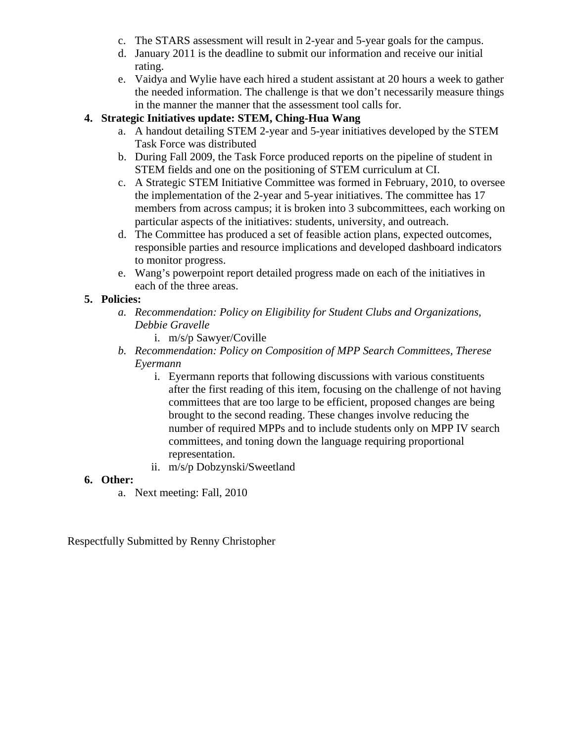c. The STARS assessment will result in 2-year and 5-year goals for the campus.
d. January 2011 is the deadline to submit our information and receive our initial rating.
e. Vaidya and Wylie have each hired a student assistant at 20 hours a week to gather the needed information. The challenge is that we don't necessarily measure things in the manner the manner that the assessment tool calls for.

4. **Strategic Initiatives update: STEM, Ching-Hua Wang**
   a. A handout detailing STEM 2-year and 5-year initiatives developed by the STEM Task Force was distributed
   b. During Fall 2009, the Task Force produced reports on the pipeline of student in STEM fields and one on the positioning of STEM curriculum at CI.
   c. A Strategic STEM Initiative Committee was formed in February, 2010, to oversee the implementation of the 2-year and 5-year initiatives. The committee has 17 members from across campus; it is broken into 3 subcommittees, each working on particular aspects of the initiatives: students, university, and outreach.
   d. The Committee has produced a set of feasible action plans, expected outcomes, responsible parties and resource implications and developed dashboard indicators to monitor progress.
   e. Wang's powerpoint report detailed progress made on each of the initiatives in each of the three areas.

5. **Policies:**
   a. *Recommendation: Policy on Eligibility for Student Clubs and Organizations, Debbie Gravelle*
      i. m/s/p Sawyer/Coville
   b. *Recommendation: Policy on Composition of MPP Search Committees, Therese Eyermann*
      i. Eyermann reports that following discussions with various constituents after the first reading of this item, focusing on the challenge of not having committees that are too large to be efficient, proposed changes are being brought to the second reading. These changes involve reducing the number of required MPPs and to include students only on MPP IV search committees, and toning down the language requiring proportional representation.
      ii. m/s/p Dobzynski/Sweetland

6. **Other:**
   a. Next meeting: Fall, 2010

Respectfully Submitted by Renny Christopher